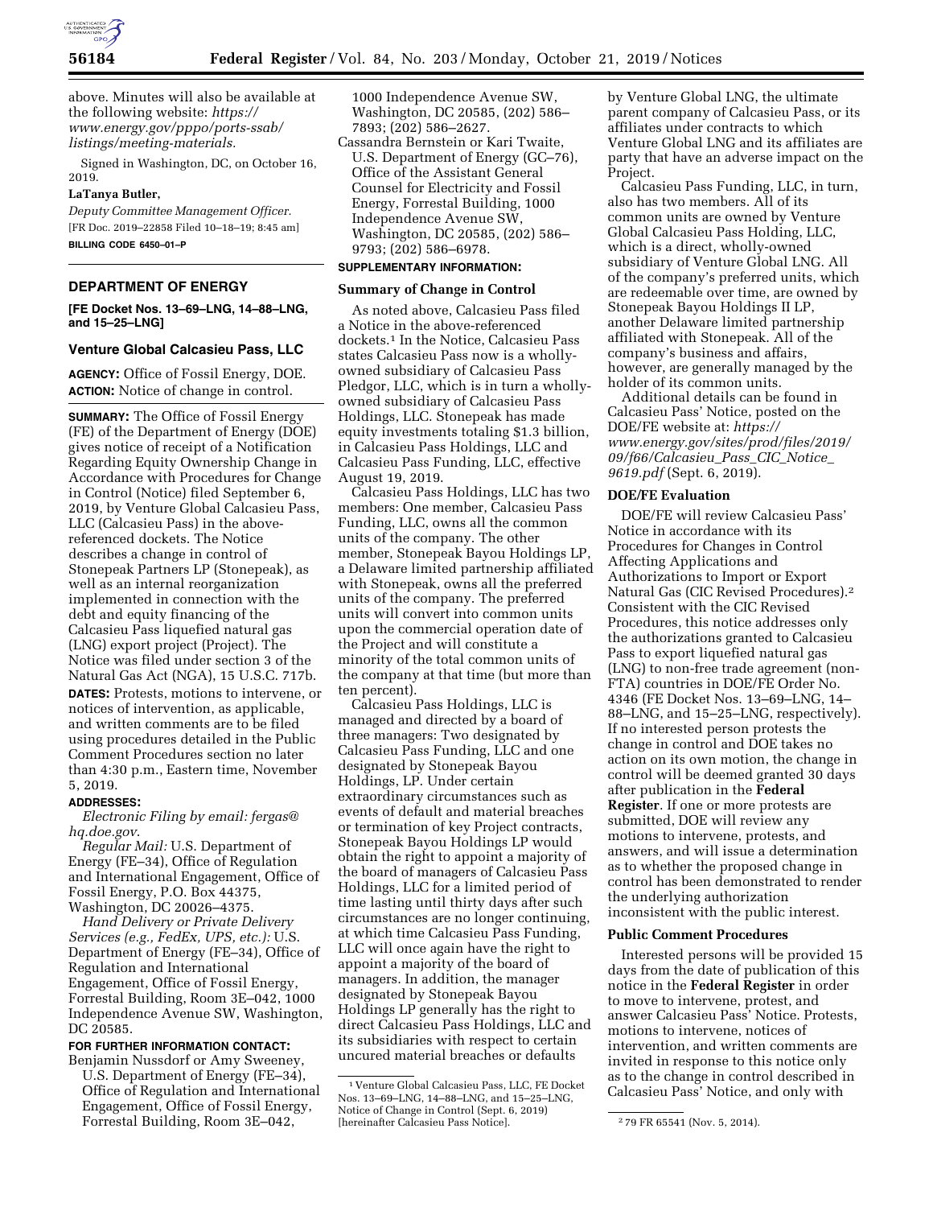above. Minutes will also be available at the following website: *https://www.energy.gov/pppo/ports-ssab/listings/meeting-materials.*

Signed in Washington, DC, on October 16, 2019.

**LaTanya Butler,**

*Deputy Committee Management Officer.*

[FR Doc. 2019–22858 Filed 10–18–19; 8:45 am]

**BILLING CODE 6450–01–P**

## DEPARTMENT OF ENERGY

**[FE Docket Nos. 13–69–LNG, 14–88–LNG, and 15–25–LNG]**

### Venture Global Calcasieu Pass, LLC

**AGENCY:** Office of Fossil Energy, DOE.

**ACTION:** Notice of change in control.

**SUMMARY:** The Office of Fossil Energy (FE) of the Department of Energy (DOE) gives notice of receipt of a Notification Regarding Equity Ownership Change in Accordance with Procedures for Change in Control (Notice) filed September 6, 2019, by Venture Global Calcasieu Pass, LLC (Calcasieu Pass) in the above-referenced dockets. The Notice describes a change in control of Stonepeak Partners LP (Stonepeak), as well as an internal reorganization implemented in connection with the debt and equity financing of the Calcasieu Pass liquefied natural gas (LNG) export project (Project). The Notice was filed under section 3 of the Natural Gas Act (NGA), 15 U.S.C. 717b.

**DATES:** Protests, motions to intervene, or notices of intervention, as applicable, and written comments are to be filed using procedures detailed in the Public Comment Procedures section no later than 4:30 p.m., Eastern time, November 5, 2019.

**ADDRESSES:**

*Electronic Filing by email: fergas@hq.doe.gov.*

*Regular Mail:* U.S. Department of Energy (FE–34), Office of Regulation and International Engagement, Office of Fossil Energy, P.O. Box 44375, Washington, DC 20026–4375.

*Hand Delivery or Private Delivery Services (e.g., FedEx, UPS, etc.):* U.S. Department of Energy (FE–34), Office of Regulation and International Engagement, Office of Fossil Energy, Forrestal Building, Room 3E–042, 1000 Independence Avenue SW, Washington, DC 20585.

**FOR FURTHER INFORMATION CONTACT:**

Benjamin Nussdorf or Amy Sweeney, U.S. Department of Energy (FE–34), Office of Regulation and International Engagement, Office of Fossil Energy, Forrestal Building, Room 3E–042, 1000 Independence Avenue SW, Washington, DC 20585, (202) 586–7893; (202) 586–2627.

Cassandra Bernstein or Kari Twaite, U.S. Department of Energy (GC–76), Office of the Assistant General Counsel for Electricity and Fossil Energy, Forrestal Building, 1000 Independence Avenue SW, Washington, DC 20585, (202) 586–9793; (202) 586–6978.

**SUPPLEMENTARY INFORMATION:**

#### Summary of Change in Control

As noted above, Calcasieu Pass filed a Notice in the above-referenced dockets.[1] In the Notice, Calcasieu Pass states Calcasieu Pass now is a wholly-owned subsidiary of Calcasieu Pass Pledgor, LLC, which is in turn a wholly-owned subsidiary of Calcasieu Pass Holdings, LLC. Stonepeak has made equity investments totaling $1.3 billion, in Calcasieu Pass Holdings, LLC and Calcasieu Pass Funding, LLC, effective August 19, 2019.

Calcasieu Pass Holdings, LLC has two members: One member, Calcasieu Pass Funding, LLC, owns all the common units of the company. The other member, Stonepeak Bayou Holdings LP, a Delaware limited partnership affiliated with Stonepeak, owns all the preferred units of the company. The preferred units will convert into common units upon the commercial operation date of the Project and will constitute a minority of the total common units of the company at that time (but more than ten percent).

Calcasieu Pass Holdings, LLC is managed and directed by a board of three managers: Two designated by Calcasieu Pass Funding, LLC and one designated by Stonepeak Bayou Holdings, LP. Under certain extraordinary circumstances such as events of default and material breaches or termination of key Project contracts, Stonepeak Bayou Holdings LP would obtain the right to appoint a majority of the board of managers of Calcasieu Pass Holdings, LLC for a limited period of time lasting until thirty days after such circumstances are no longer continuing, at which time Calcasieu Pass Funding, LLC will once again have the right to appoint a majority of the board of managers. In addition, the manager designated by Stonepeak Bayou Holdings LP generally has the right to direct Calcasieu Pass Holdings, LLC and its subsidiaries with respect to certain uncured material breaches or defaults by Venture Global LNG, the ultimate parent company of Calcasieu Pass, or its affiliates under contracts to which Venture Global LNG and its affiliates are party that have an adverse impact on the Project.

Calcasieu Pass Funding, LLC, in turn, also has two members. All of its common units are owned by Venture Global Calcasieu Pass Holding, LLC, which is a direct, wholly-owned subsidiary of Venture Global LNG. All of the company's preferred units, which are redeemable over time, are owned by Stonepeak Bayou Holdings II LP, another Delaware limited partnership affiliated with Stonepeak. All of the company's business and affairs, however, are generally managed by the holder of its common units.

Additional details can be found in Calcasieu Pass' Notice, posted on the DOE/FE website at: *https://www.energy.gov/sites/prod/files/2019/09/f66/Calcasieu_Pass_CIC_Notice_9619.pdf* (Sept. 6, 2019).

#### DOE/FE Evaluation

DOE/FE will review Calcasieu Pass' Notice in accordance with its Procedures for Changes in Control Affecting Applications and Authorizations to Import or Export Natural Gas (CIC Revised Procedures).[2] Consistent with the CIC Revised Procedures, this notice addresses only the authorizations granted to Calcasieu Pass to export liquefied natural gas (LNG) to non-free trade agreement (non-FTA) countries in DOE/FE Order No. 4346 (FE Docket Nos. 13–69–LNG, 14–88–LNG, and 15–25–LNG, respectively). If no interested person protests the change in control and DOE takes no action on its own motion, the change in control will be deemed granted 30 days after publication in the **Federal Register**. If one or more protests are submitted, DOE will review any motions to intervene, protests, and answers, and will issue a determination as to whether the proposed change in control has been demonstrated to render the underlying authorization inconsistent with the public interest.

#### Public Comment Procedures

Interested persons will be provided 15 days from the date of publication of this notice in the **Federal Register** in order to move to intervene, protest, and answer Calcasieu Pass' Notice. Protests, motions to intervene, notices of intervention, and written comments are invited in response to this notice only as to the change in control described in Calcasieu Pass' Notice, and only with

[1] Venture Global Calcasieu Pass, LLC, FE Docket Nos. 13–69–LNG, 14–88–LNG, and 15–25–LNG, Notice of Change in Control (Sept. 6, 2019) [hereinafter Calcasieu Pass Notice].

[2] 79 FR 65541 (Nov. 5, 2014).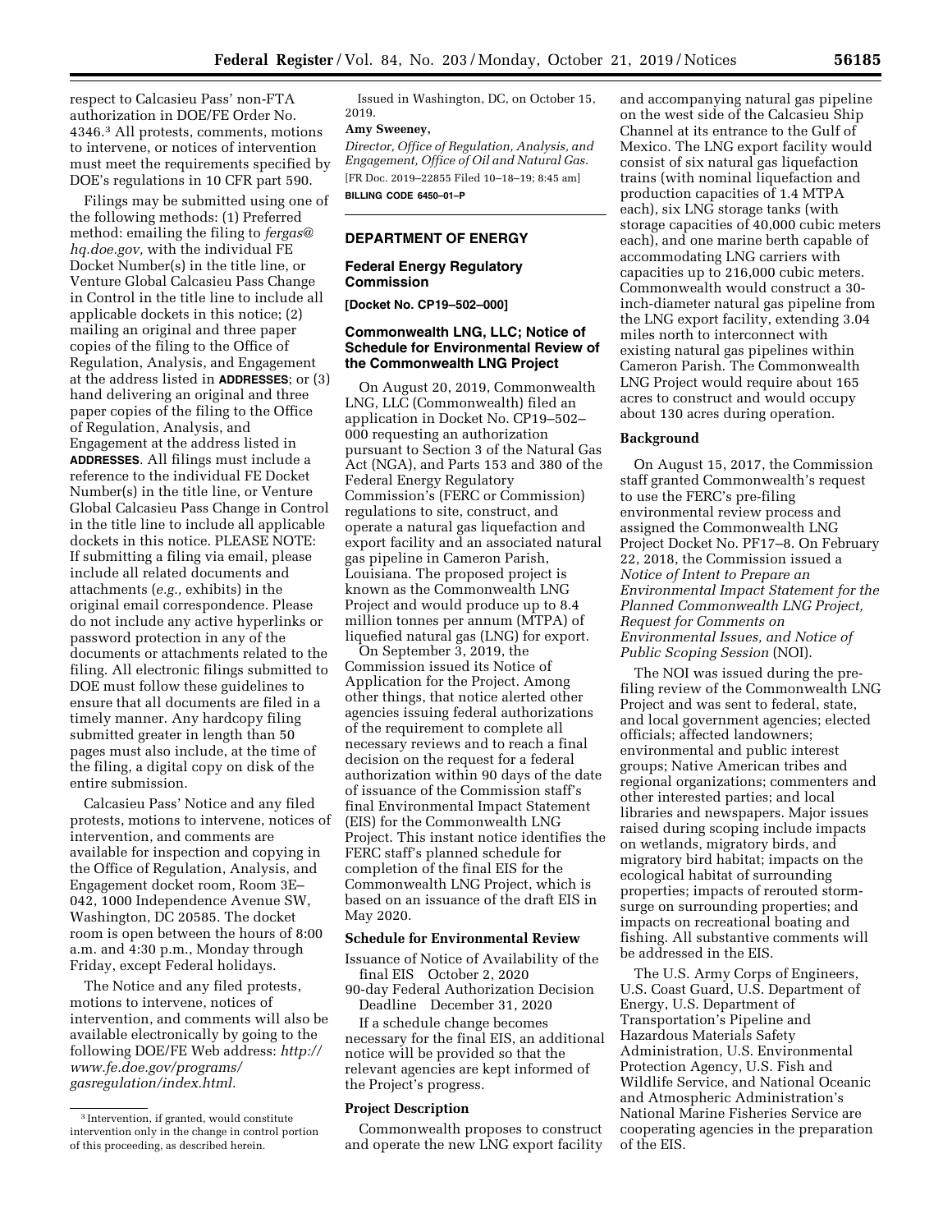respect to Calcasieu Pass' non-FTA authorization in DOE/FE Order No. 4346.[3] All protests, comments, motions to intervene, or notices of intervention must meet the requirements specified by DOE's regulations in 10 CFR part 590.

Filings may be submitted using one of the following methods: (1) Preferred method: emailing the filing to *fergas@hq.doe.gov,* with the individual FE Docket Number(s) in the title line, or Venture Global Calcasieu Pass Change in Control in the title line to include all applicable dockets in this notice; (2) mailing an original and three paper copies of the filing to the Office of Regulation, Analysis, and Engagement at the address listed in **ADDRESSES**; or (3) hand delivering an original and three paper copies of the filing to the Office of Regulation, Analysis, and Engagement at the address listed in **ADDRESSES**. All filings must include a reference to the individual FE Docket Number(s) in the title line, or Venture Global Calcasieu Pass Change in Control in the title line to include all applicable dockets in this notice. PLEASE NOTE: If submitting a filing via email, please include all related documents and attachments (*e.g.,* exhibits) in the original email correspondence. Please do not include any active hyperlinks or password protection in any of the documents or attachments related to the filing. All electronic filings submitted to DOE must follow these guidelines to ensure that all documents are filed in a timely manner. Any hardcopy filing submitted greater in length than 50 pages must also include, at the time of the filing, a digital copy on disk of the entire submission.

Calcasieu Pass' Notice and any filed protests, motions to intervene, notices of intervention, and comments are available for inspection and copying in the Office of Regulation, Analysis, and Engagement docket room, Room 3E–042, 1000 Independence Avenue SW, Washington, DC 20585. The docket room is open between the hours of 8:00 a.m. and 4:30 p.m., Monday through Friday, except Federal holidays.

The Notice and any filed protests, motions to intervene, notices of intervention, and comments will also be available electronically by going to the following DOE/FE Web address: *http://www.fe.doe.gov/programs/gasregulation/index.html.*

[3] Intervention, if granted, would constitute intervention only in the change in control portion of this proceeding, as described herein.

Issued in Washington, DC, on October 15, 2019.

**Amy Sweeney,**

*Director, Office of Regulation, Analysis, and Engagement, Office of Oil and Natural Gas.*

[FR Doc. 2019–22855 Filed 10–18–19; 8:45 am]

**BILLING CODE 6450–01–P**

## DEPARTMENT OF ENERGY

### Federal Energy Regulatory Commission

**[Docket No. CP19–502–000]**

### Commonwealth LNG, LLC; Notice of Schedule for Environmental Review of the Commonwealth LNG Project

On August 20, 2019, Commonwealth LNG, LLC (Commonwealth) filed an application in Docket No. CP19–502–000 requesting an authorization pursuant to Section 3 of the Natural Gas Act (NGA), and Parts 153 and 380 of the Federal Energy Regulatory Commission's (FERC or Commission) regulations to site, construct, and operate a natural gas liquefaction and export facility and an associated natural gas pipeline in Cameron Parish, Louisiana. The proposed project is known as the Commonwealth LNG Project and would produce up to 8.4 million tonnes per annum (MTPA) of liquefied natural gas (LNG) for export.

On September 3, 2019, the Commission issued its Notice of Application for the Project. Among other things, that notice alerted other agencies issuing federal authorizations of the requirement to complete all necessary reviews and to reach a final decision on the request for a federal authorization within 90 days of the date of issuance of the Commission staff's final Environmental Impact Statement (EIS) for the Commonwealth LNG Project. This instant notice identifies the FERC staff's planned schedule for completion of the final EIS for the Commonwealth LNG Project, which is based on an issuance of the draft EIS in May 2020.

#### Schedule for Environmental Review

Issuance of Notice of Availability of the final EIS October 2, 2020

90-day Federal Authorization Decision Deadline December 31, 2020

If a schedule change becomes necessary for the final EIS, an additional notice will be provided so that the relevant agencies are kept informed of the Project's progress.

#### Project Description

Commonwealth proposes to construct and operate the new LNG export facility and accompanying natural gas pipeline on the west side of the Calcasieu Ship Channel at its entrance to the Gulf of Mexico. The LNG export facility would consist of six natural gas liquefaction trains (with nominal liquefaction and production capacities of 1.4 MTPA each), six LNG storage tanks (with storage capacities of 40,000 cubic meters each), and one marine berth capable of accommodating LNG carriers with capacities up to 216,000 cubic meters. Commonwealth would construct a 30-inch-diameter natural gas pipeline from the LNG export facility, extending 3.04 miles north to interconnect with existing natural gas pipelines within Cameron Parish. The Commonwealth LNG Project would require about 165 acres to construct and would occupy about 130 acres during operation.

#### Background

On August 15, 2017, the Commission staff granted Commonwealth's request to use the FERC's pre-filing environmental review process and assigned the Commonwealth LNG Project Docket No. PF17–8. On February 22, 2018, the Commission issued a *Notice of Intent to Prepare an Environmental Impact Statement for the Planned Commonwealth LNG Project, Request for Comments on Environmental Issues, and Notice of Public Scoping Session* (NOI).

The NOI was issued during the pre-filing review of the Commonwealth LNG Project and was sent to federal, state, and local government agencies; elected officials; affected landowners; environmental and public interest groups; Native American tribes and regional organizations; commenters and other interested parties; and local libraries and newspapers. Major issues raised during scoping include impacts on wetlands, migratory birds, and migratory bird habitat; impacts on the ecological habitat of surrounding properties; impacts of rerouted storm-surge on surrounding properties; and impacts on recreational boating and fishing. All substantive comments will be addressed in the EIS.

The U.S. Army Corps of Engineers, U.S. Coast Guard, U.S. Department of Energy, U.S. Department of Transportation's Pipeline and Hazardous Materials Safety Administration, U.S. Environmental Protection Agency, U.S. Fish and Wildlife Service, and National Oceanic and Atmospheric Administration's National Marine Fisheries Service are cooperating agencies in the preparation of the EIS.